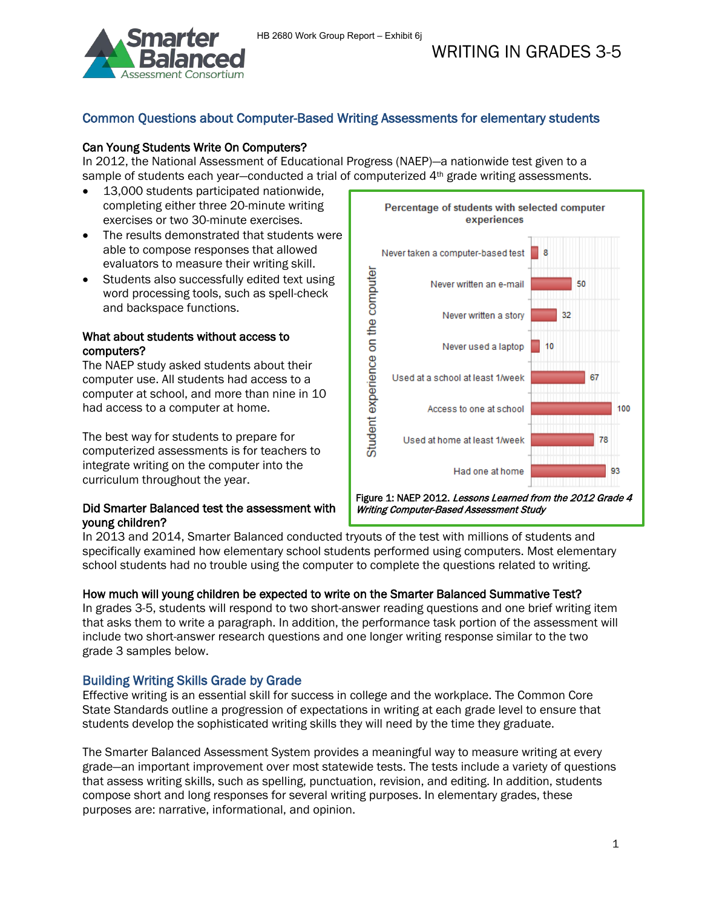HB 2680 Work Group Report – Exhibit 6j

# WRITING IN GRADES 3-5

## Common Questions about Computer-Based Writing Assessments for elementary students

### Can Young Students Write On Computers?

In 2012, the National Assessment of Educational Progress (NAEP)—a nationwide test given to a sample of students each year—conducted a trial of computerized 4th grade writing assessments.

- 13,000 students participated nationwide, completing either three 20-minute writing exercises or two 30-minute exercises.
- The results demonstrated that students were able to compose responses that allowed evaluators to measure their writing skill.
- Students also successfully edited text using word processing tools, such as spell-check and backspace functions.

**Percentage of students with selected computer experiences**

| Student experience on the computer | Percentage |
| --- | --- |
| Never taken a computer-based test | 8 |
| Never written an e-mail | 50 |
| Never written a story | 32 |
| Never used a laptop | 10 |
| Used at a school at least 1/week | 67 |
| Access to one at school | 100 |
| Used at home at least 1/week | 78 |
| Had one at home | 93 |

Figure 1: NAEP 2012. *Lessons Learned from the 2012 Grade 4 Writing Computer-Based Assessment Study*

### What about students without access to computers?

The NAEP study asked students about their computer use. All students had access to a computer at school, and more than nine in 10 had access to a computer at home.

The best way for students to prepare for computerized assessments is for teachers to integrate writing on the computer into the curriculum throughout the year.

### Did Smarter Balanced test the assessment with young children?

In 2013 and 2014, Smarter Balanced conducted tryouts of the test with millions of students and specifically examined how elementary school students performed using computers. Most elementary school students had no trouble using the computer to complete the questions related to writing.

### How much will young children be expected to write on the Smarter Balanced Summative Test?

In grades 3-5, students will respond to two short-answer reading questions and one brief writing item that asks them to write a paragraph. In addition, the performance task portion of the assessment will include two short-answer research questions and one longer writing response similar to the two grade 3 samples below.

## Building Writing Skills Grade by Grade

Effective writing is an essential skill for success in college and the workplace. The Common Core State Standards outline a progression of expectations in writing at each grade level to ensure that students develop the sophisticated writing skills they will need by the time they graduate.

The Smarter Balanced Assessment System provides a meaningful way to measure writing at every grade—an important improvement over most statewide tests. The tests include a variety of questions that assess writing skills, such as spelling, punctuation, revision, and editing. In addition, students compose short and long responses for several writing purposes. In elementary grades, these purposes are: narrative, informational, and opinion.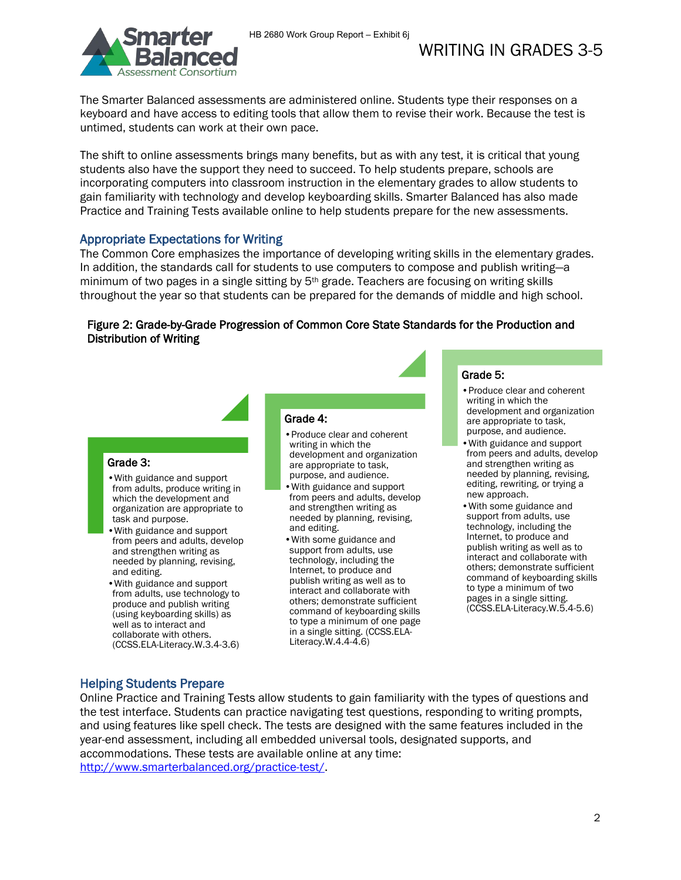The Smarter Balanced assessments are administered online. Students type their responses on a keyboard and have access to editing tools that allow them to revise their work. Because the test is untimed, students can work at their own pace.

The shift to online assessments brings many benefits, but as with any test, it is critical that young students also have the support they need to succeed. To help students prepare, schools are incorporating computers into classroom instruction in the elementary grades to allow students to gain familiarity with technology and develop keyboarding skills. Smarter Balanced has also made Practice and Training Tests available online to help students prepare for the new assessments.

## Appropriate Expectations for Writing

The Common Core emphasizes the importance of developing writing skills in the elementary grades. In addition, the standards call for students to use computers to compose and publish writing—a minimum of two pages in a single sitting by 5th grade. Teachers are focusing on writing skills throughout the year so that students can be prepared for the demands of middle and high school.

**Figure 2: Grade-by-Grade Progression of Common Core State Standards for the Production and Distribution of Writing**

**Grade 3:**

- With guidance and support from adults, produce writing in which the development and organization are appropriate to task and purpose.
- With guidance and support from peers and adults, develop and strengthen writing as needed by planning, revising, and editing.
- With guidance and support from adults, use technology to produce and publish writing (using keyboarding skills) as well as to interact and collaborate with others. (CCSS.ELA-Literacy.W.3.4-3.6)

**Grade 4:**

- Produce clear and coherent writing in which the development and organization are appropriate to task, purpose, and audience.
- With guidance and support from peers and adults, develop and strengthen writing as needed by planning, revising, and editing.
- With some guidance and support from adults, use technology, including the Internet, to produce and publish writing as well as to interact and collaborate with others; demonstrate sufficient command of keyboarding skills to type a minimum of one page in a single sitting. (CCSS.ELA-Literacy.W.4.4-4.6)

**Grade 5:**

- Produce clear and coherent writing in which the development and organization are appropriate to task, purpose, and audience.
- With guidance and support from peers and adults, develop and strengthen writing as needed by planning, revising, editing, rewriting, or trying a new approach.
- With some guidance and support from adults, use technology, including the Internet, to produce and publish writing as well as to interact and collaborate with others; demonstrate sufficient command of keyboarding skills to type a minimum of two pages in a single sitting. (CCSS.ELA-Literacy.W.5.4-5.6)

## Helping Students Prepare

Online Practice and Training Tests allow students to gain familiarity with the types of questions and the test interface. Students can practice navigating test questions, responding to writing prompts, and using features like spell check. The tests are designed with the same features included in the year-end assessment, including all embedded universal tools, designated supports, and accommodations. These tests are available online at any time: http://www.smarterbalanced.org/practice-test/.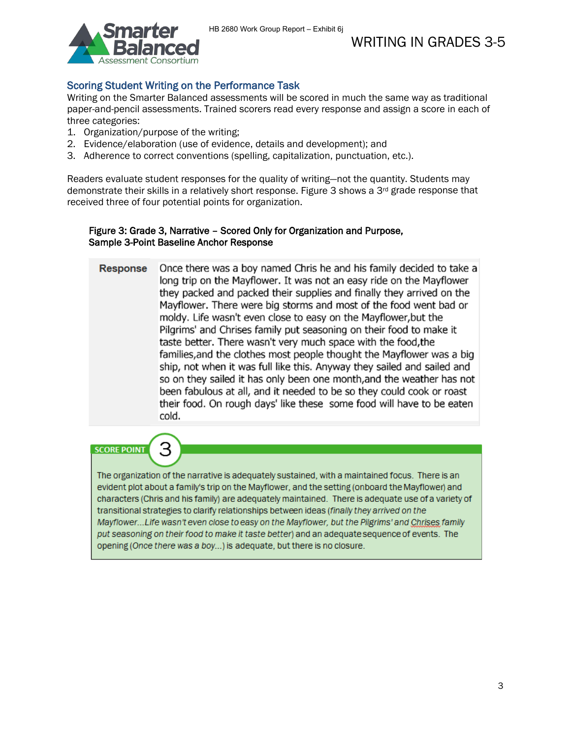## Scoring Student Writing on the Performance Task

Writing on the Smarter Balanced assessments will be scored in much the same way as traditional paper-and-pencil assessments. Trained scorers read every response and assign a score in each of three categories:

1. Organization/purpose of the writing;
2. Evidence/elaboration (use of evidence, details and development); and
3. Adherence to correct conventions (spelling, capitalization, punctuation, etc.).

Readers evaluate student responses for the quality of writing—not the quantity. Students may demonstrate their skills in a relatively short response. Figure 3 shows a 3rd grade response that received three of four potential points for organization.

**Figure 3: Grade 3, Narrative – Scored Only for Organization and Purpose, Sample 3-Point Baseline Anchor Response**

| | |
|---|---|
| **Response** | Once there was a boy named Chris he and his family decided to take a long trip on the Mayflower. It was not an easy ride on the Mayflower they packed and packed their supplies and finally they arrived on the Mayflower. There were big storms and most of the food went bad or moldy. Life wasn't even close to easy on the Mayflower,but the Pilgrims' and Chrises family put seasoning on their food to make it taste better. There wasn't very much space with the food,the families,and the clothes most people thought the Mayflower was a big ship, not when it was full like this. Anyway they sailed and sailed and so on they sailed it has only been one month,and the weather has not been fabulous at all, and it needed to be so they could cook or roast their food. On rough days' like these some food will have to be eaten cold. |

**SCORE POINT 3**

The organization of the narrative is adequately sustained, with a maintained focus. There is an evident plot about a family's trip on the Mayflower, and the setting (onboard the Mayflower) and characters (Chris and his family) are adequately maintained. There is adequate use of a variety of transitional strategies to clarify relationships between ideas (*finally they arrived on the Mayflower...Life wasn't even close to easy on the Mayflower, but the Pilgrims' and Chrises family put seasoning on their food to make it taste better*) and an adequate sequence of events. The opening (*Once there was a boy...*) is adequate, but there is no closure.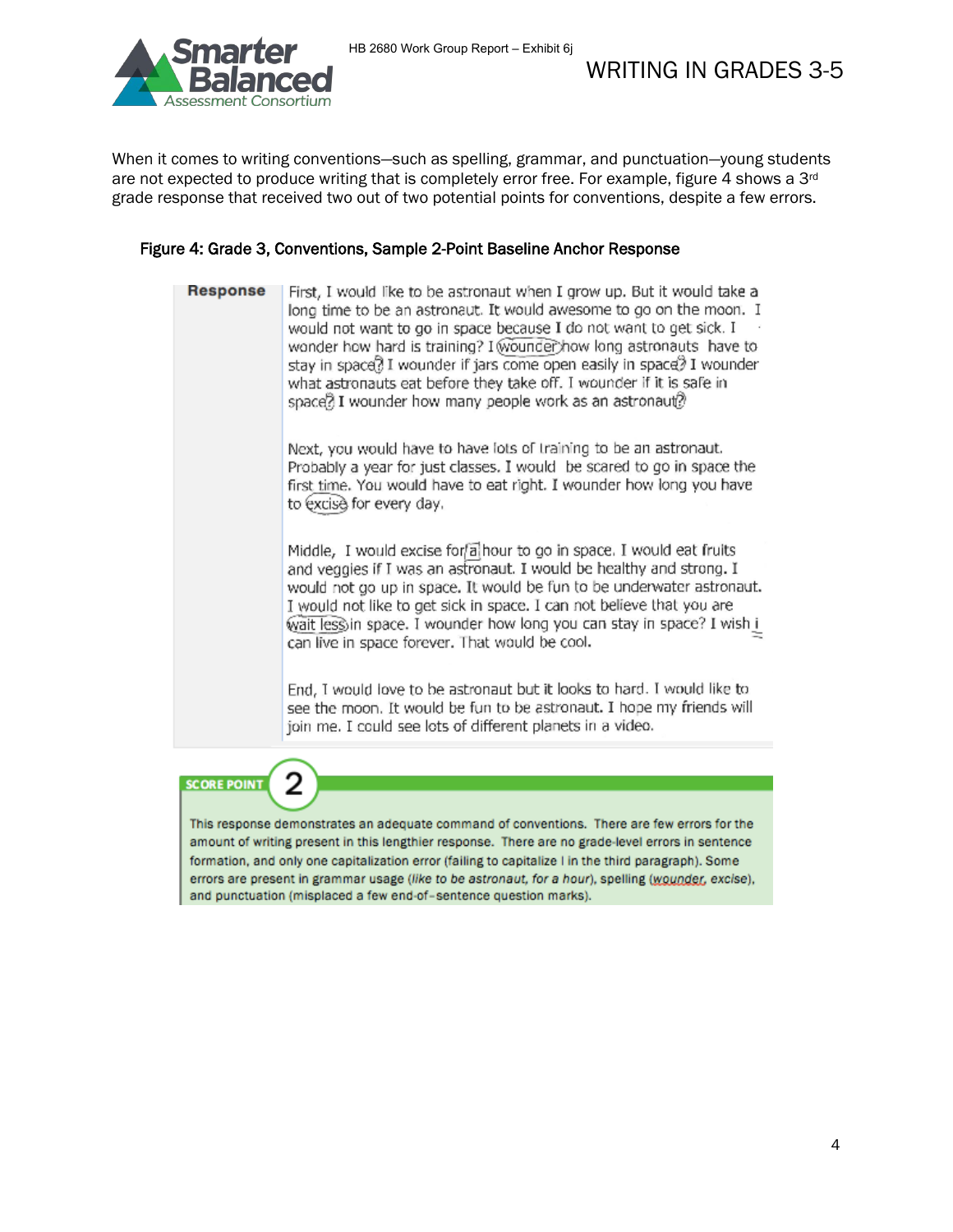# WRITING IN GRADES 3-5

When it comes to writing conventions—such as spelling, grammar, and punctuation—young students are not expected to produce writing that is completely error free. For example, figure 4 shows a 3rd grade response that received two out of two potential points for conventions, despite a few errors.

### Figure 4: Grade 3, Conventions, Sample 2-Point Baseline Anchor Response

**Response**

First, I would like to be astronaut when I grow up. But it would take a long time to be an astronaut. It would awesome to go on the moon. I would not want to go in space because I do not want to get sick. I wonder how hard is training? I wounder how long astronauts have to stay in space? I wounder if jars come open easily in space? I wounder what astronauts eat before they take off. I wounder if it is safe in space? I wounder how many people work as an astronaut?

Next, you would have to have lots of training to be an astronaut. Probably a year for just classes. I would be scared to go in space the first time. You would have to eat right. I wounder how long you have to excise for every day.

Middle, I would excise for a hour to go in space. I would eat fruits and veggies if I was an astronaut. I would be healthy and strong. I would not go up in space. It would be fun to be underwater astronaut. I would not like to get sick in space. I can not believe that you are wait less in space. I wounder how long you can stay in space? I wish i can live in space forever. That would be cool.

End, I would love to be astronaut but it looks to hard. I would like to see the moon. It would be fun to be astronaut. I hope my friends will join me. I could see lots of different planets in a video.

**SCORE POINT 2**

This response demonstrates an adequate command of conventions. There are few errors for the amount of writing present in this lengthier response. There are no grade-level errors in sentence formation, and only one capitalization error (failing to capitalize I in the third paragraph). Some errors are present in grammar usage (*like to be astronaut, for a hour*), spelling (*wounder, excise*), and punctuation (misplaced a few end-of-sentence question marks).